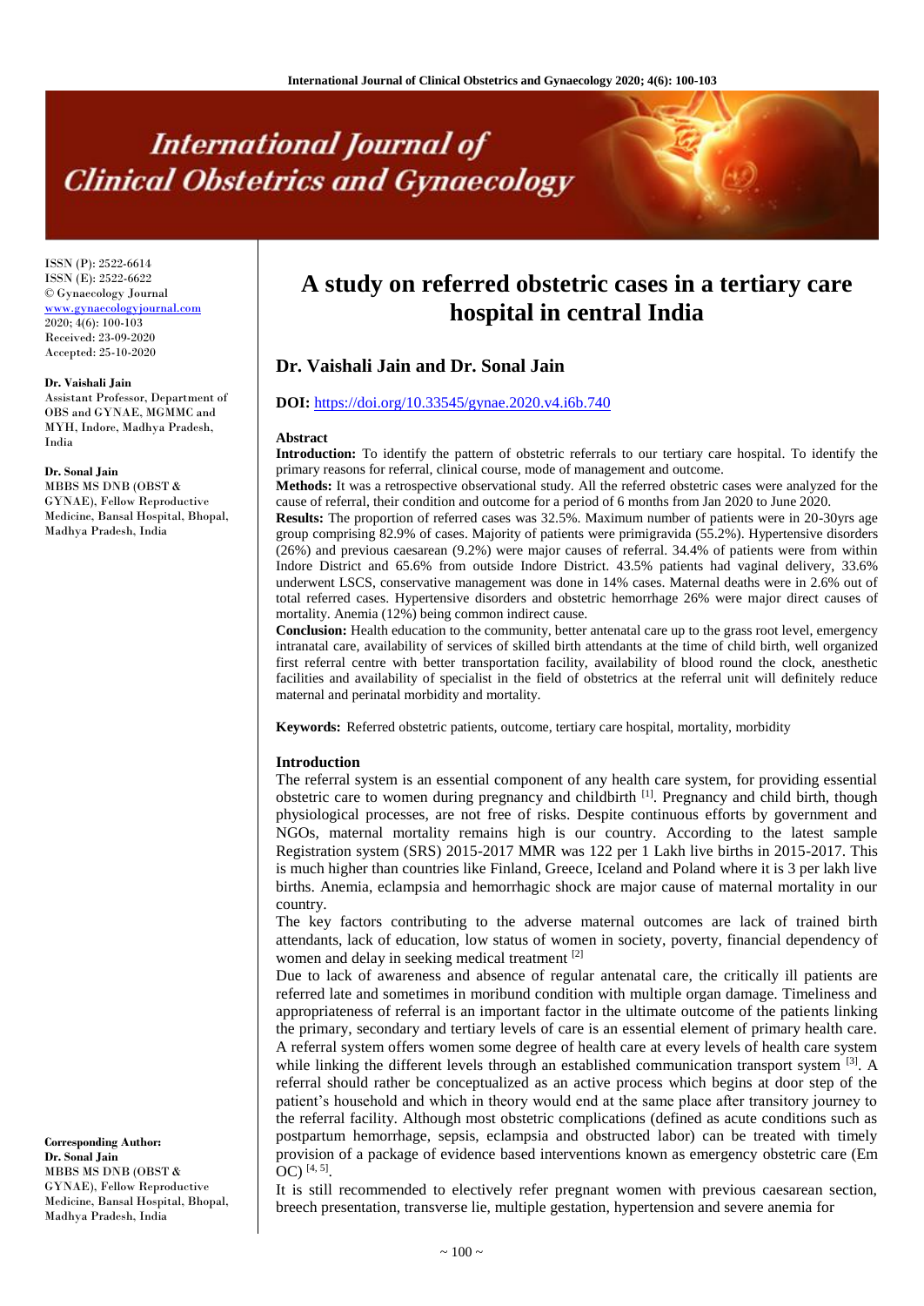# A study on referred obstetric cases in a tertiary care hospital in central India

## Dr. Vaishali Jain and Dr. Sonal Jain

**DOI:** https://doi.org/10.33545/gynae.2020.v4.i6b.740

ISSN (P): 2522-6614
ISSN (E): 2522-6622
© Gynaecology Journal
www.gynaecologyjournal.com
2020; 4(6): 100-103
Received: 23-09-2020
Accepted: 25-10-2020

**Dr. Vaishali Jain**
Assistant Professor, Department of OBS and GYNAE, MGMMC and MYH, Indore, Madhya Pradesh, India

**Dr. Sonal Jain**
MBBS MS DNB (OBST & GYNAE), Fellow Reproductive Medicine, Bansal Hospital, Bhopal, Madhya Pradesh, India

**Corresponding Author:**
**Dr. Sonal Jain**
MBBS MS DNB (OBST & GYNAE), Fellow Reproductive Medicine, Bansal Hospital, Bhopal, Madhya Pradesh, India

### Abstract

**Introduction:** To identify the pattern of obstetric referrals to our tertiary care hospital. To identify the primary reasons for referral, clinical course, mode of management and outcome.

**Methods:** It was a retrospective observational study. All the referred obstetric cases were analyzed for the cause of referral, their condition and outcome for a period of 6 months from Jan 2020 to June 2020.

**Results:** The proportion of referred cases was 32.5%. Maximum number of patients were in 20-30yrs age group comprising 82.9% of cases. Majority of patients were primigravida (55.2%). Hypertensive disorders (26%) and previous caesarean (9.2%) were major causes of referral. 34.4% of patients were from within Indore District and 65.6% from outside Indore District. 43.5% patients had vaginal delivery, 33.6% underwent LSCS, conservative management was done in 14% cases. Maternal deaths were in 2.6% out of total referred cases. Hypertensive disorders and obstetric hemorrhage 26% were major direct causes of mortality. Anemia (12%) being common indirect cause.

**Conclusion:** Health education to the community, better antenatal care up to the grass root level, emergency intranatal care, availability of services of skilled birth attendants at the time of child birth, well organized first referral centre with better transportation facility, availability of blood round the clock, anesthetic facilities and availability of specialist in the field of obstetrics at the referral unit will definitely reduce maternal and perinatal morbidity and mortality.

**Keywords:** Referred obstetric patients, outcome, tertiary care hospital, mortality, morbidity

### Introduction

The referral system is an essential component of any health care system, for providing essential obstetric care to women during pregnancy and childbirth [1]. Pregnancy and child birth, though physiological processes, are not free of risks. Despite continuous efforts by government and NGOs, maternal mortality remains high is our country. According to the latest sample Registration system (SRS) 2015-2017 MMR was 122 per 1 Lakh live births in 2015-2017. This is much higher than countries like Finland, Greece, Iceland and Poland where it is 3 per lakh live births. Anemia, eclampsia and hemorrhagic shock are major cause of maternal mortality in our country.

The key factors contributing to the adverse maternal outcomes are lack of trained birth attendants, lack of education, low status of women in society, poverty, financial dependency of women and delay in seeking medical treatment [2]

Due to lack of awareness and absence of regular antenatal care, the critically ill patients are referred late and sometimes in moribund condition with multiple organ damage. Timeliness and appropriateness of referral is an important factor in the ultimate outcome of the patients linking the primary, secondary and tertiary levels of care is an essential element of primary health care. A referral system offers women some degree of health care at every levels of health care system while linking the different levels through an established communication transport system [3]. A referral should rather be conceptualized as an active process which begins at door step of the patient's household and which in theory would end at the same place after transitory journey to the referral facility. Although most obstetric complications (defined as acute conditions such as postpartum hemorrhage, sepsis, eclampsia and obstructed labor) can be treated with timely provision of a package of evidence based interventions known as emergency obstetric care (Em OC) [4, 5].

It is still recommended to electively refer pregnant women with previous caesarean section, breech presentation, transverse lie, multiple gestation, hypertension and severe anemia for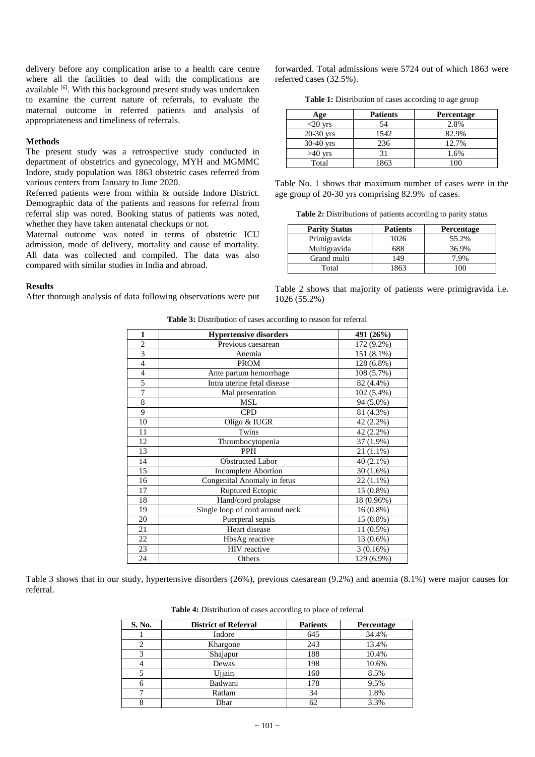delivery before any complication arise to a health care centre where all the facilities to deal with the complications are available [6]. With this background present study was undertaken to examine the current nature of referrals, to evaluate the maternal outcome in referred patients and analysis of appropriateness and timeliness of referrals.

### Methods

The present study was a retrospective study conducted in department of obstetrics and gynecology, MYH and MGMMC Indore, study population was 1863 obstetric cases referred from various centers from January to June 2020.

Referred patients were from within & outside Indore District. Demographic data of the patients and reasons for referral from referral slip was noted. Booking status of patients was noted, whether they have taken antenatal checkups or not.

Maternal outcome was noted in terms of obstetric ICU admission, mode of delivery, mortality and cause of mortality. All data was collected and compiled. The data was also compared with similar studies in India and abroad.

### Results

After thorough analysis of data following observations were put forwarded. Total admissions were 5724 out of which 1863 were referred cases (32.5%).

**Table 1:** Distribution of cases according to age group

| Age | Patients | Percentage |
|---|---|---|
| <20 yrs | 54 | 2.8% |
| 20-30 yrs | 1542 | 82.9% |
| 30-40 yrs | 236 | 12.7% |
| >40 yrs | 31 | 1.6% |
| Total | 1863 | 100 |

Table No. 1 shows that maximum number of cases were in the age group of 20-30 yrs comprising 82.9% of cases.

**Table 2:** Distributions of patients according to parity status

| Parity Status | Patients | Percentage |
|---|---|---|
| Primigravida | 1026 | 55.2% |
| Multigravida | 688 | 36.9% |
| Grand multi | 149 | 7.9% |
| Total | 1863 | 100 |

Table 2 shows that majority of patients were primigravida i.e. 1026 (55.2%)

**Table 3:** Distribution of cases according to reason for referral

| 1 | Hypertensive disorders | 491 (26%) |
|---|---|---|
| 2 | Previous caesarean | 172 (9.2%) |
| 3 | Anemia | 151 (8.1%) |
| 4 | PROM | 128 (6.8%) |
| 4 | Ante partum hemorrhage | 108 (5.7%) |
| 5 | Intra uterine fetal disease | 82 (4.4%) |
| 7 | Mal presentation | 102 (5.4%) |
| 8 | MSL | 94 (5.0%) |
| 9 | CPD | 81 (4.3%) |
| 10 | Oligo & IUGR | 42 (2.2%) |
| 11 | Twins | 42 (2.2%) |
| 12 | Thrombocytopenia | 37 (1.9%) |
| 13 | PPH | 21 (1.1%) |
| 14 | Obstructed Labor | 40 (2.1%) |
| 15 | Incomplete Abortion | 30 (1.6%) |
| 16 | Congenital Anomaly in fetus | 22 (1.1%) |
| 17 | Ruptured Ectopic | 15 (0.8%) |
| 18 | Hand/cord prolapse | 18 (0.96%) |
| 19 | Single loop of cord around neck | 16 (0.8%) |
| 20 | Puerperal sepsis | 15 (0.8%) |
| 21 | Heart disease | 11 (0.5%) |
| 22 | HbsAg reactive | 13 (0.6%) |
| 23 | HIV reactive | 3 (0.16%) |
| 24 | Others | 129 (6.9%) |

Table 3 shows that in our study, hypertensive disorders (26%), previous caesarean (9.2%) and anemia (8.1%) were major causes for referral.

**Table 4:** Distribution of cases according to place of referral

| S. No. | District of Referral | Patients | Percentage |
|---|---|---|---|
| 1 | Indore | 645 | 34.4% |
| 2 | Khargone | 243 | 13.4% |
| 3 | Shajapur | 188 | 10.4% |
| 4 | Dewas | 198 | 10.6% |
| 5 | Ujjain | 160 | 8.5% |
| 6 | Badwani | 178 | 9.5% |
| 7 | Ratlam | 34 | 1.8% |
| 8 | Dhar | 62 | 3.3% |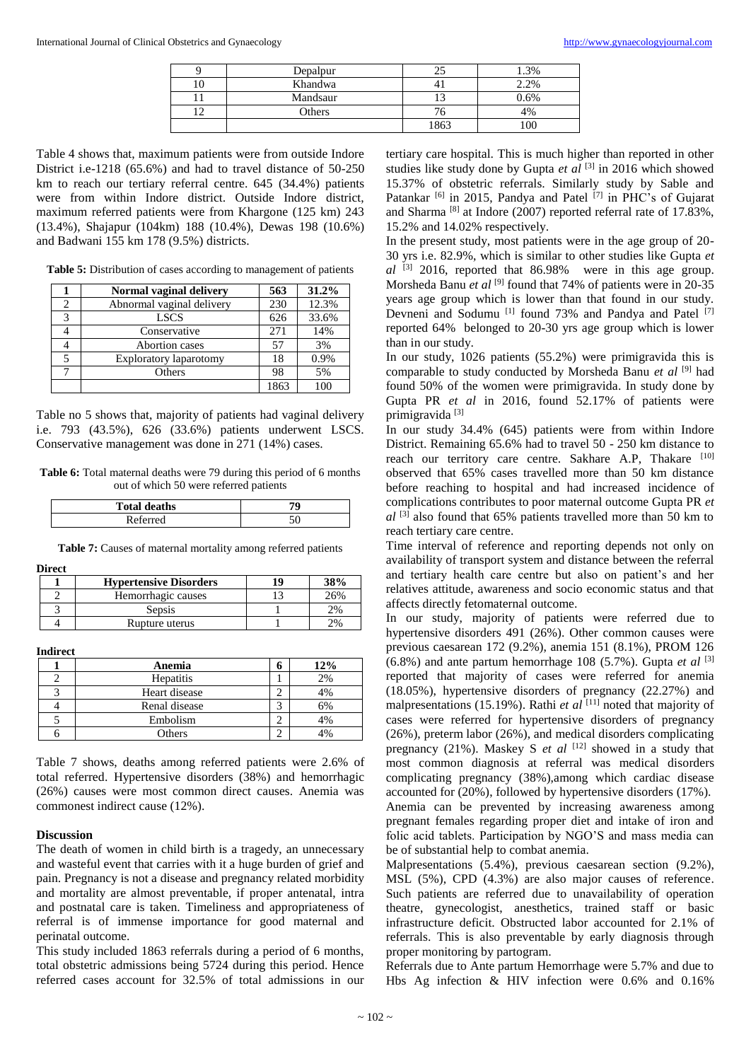| 9 | Depalpur | 25 | 1.3% |
|---|---|---|---|
| 10 | Khandwa | 41 | 2.2% |
| 11 | Mandsaur | 13 | 0.6% |
| 12 | Others | 76 | 4% |
| | | 1863 | 100 |

Table 4 shows that, maximum patients were from outside Indore District i.e-1218 (65.6%) and had to travel distance of 50-250 km to reach our tertiary referral centre. 645 (34.4%) patients were from within Indore district. Outside Indore district, maximum referred patients were from Khargone (125 km) 243 (13.4%), Shajapur (104km) 188 (10.4%), Dewas 198 (10.6%) and Badwani 155 km 178 (9.5%) districts.

**Table 5:** Distribution of cases according to management of patients

| 1 | Normal vaginal delivery | 563 | 31.2% |
|---|---|---|---|
| 2 | Abnormal vaginal delivery | 230 | 12.3% |
| 3 | LSCS | 626 | 33.6% |
| 4 | Conservative | 271 | 14% |
| 4 | Abortion cases | 57 | 3% |
| 5 | Exploratory laparotomy | 18 | 0.9% |
| 7 | Others | 98 | 5% |
| | | 1863 | 100 |

Table no 5 shows that, majority of patients had vaginal delivery i.e. 793 (43.5%), 626 (33.6%) patients underwent LSCS. Conservative management was done in 271 (14%) cases.

**Table 6:** Total maternal deaths were 79 during this period of 6 months out of which 50 were referred patients

| Total deaths | 79 |
|---|---|
| Referred | 50 |

**Table 7:** Causes of maternal mortality among referred patients

**Direct**

| 1 | Hypertensive Disorders | 19 | 38% |
|---|---|---|---|
| 2 | Hemorrhagic causes | 13 | 26% |
| 3 | Sepsis | 1 | 2% |
| 4 | Rupture uterus | 1 | 2% |

**Indirect**

| 1 | Anemia | 6 | 12% |
|---|---|---|---|
| 2 | Hepatitis | 1 | 2% |
| 3 | Heart disease | 2 | 4% |
| 4 | Renal disease | 3 | 6% |
| 5 | Embolism | 2 | 4% |
| 6 | Others | 2 | 4% |

Table 7 shows, deaths among referred patients were 2.6% of total referred. Hypertensive disorders (38%) and hemorrhagic (26%) causes were most common direct causes. Anemia was commonest indirect cause (12%).

## Discussion

The death of women in child birth is a tragedy, an unnecessary and wasteful event that carries with it a huge burden of grief and pain. Pregnancy is not a disease and pregnancy related morbidity and mortality are almost preventable, if proper antenatal, intra and postnatal care is taken. Timeliness and appropriateness of referral is of immense importance for good maternal and perinatal outcome.

This study included 1863 referrals during a period of 6 months, total obstetric admissions being 5724 during this period. Hence referred cases account for 32.5% of total admissions in our tertiary care hospital. This is much higher than reported in other studies like study done by Gupta *et al* [3] in 2016 which showed 15.37% of obstetric referrals. Similarly study by Sable and Patankar [6] in 2015, Pandya and Patel [7] in PHC's of Gujarat and Sharma [8] at Indore (2007) reported referral rate of 17.83%, 15.2% and 14.02% respectively.

In the present study, most patients were in the age group of 20-30 yrs i.e. 82.9%, which is similar to other studies like Gupta *et al* [3] 2016, reported that 86.98% were in this age group. Morsheda Banu *et al* [9] found that 74% of patients were in 20-35 years age group which is lower than that found in our study. Devneni and Sodumu [1] found 73% and Pandya and Patel [7] reported 64% belonged to 20-30 yrs age group which is lower than in our study.

In our study, 1026 patients (55.2%) were primigravida this is comparable to study conducted by Morsheda Banu *et al* [9] had found 50% of the women were primigravida. In study done by Gupta PR *et al* in 2016, found 52.17% of patients were primigravida [3]

In our study 34.4% (645) patients were from within Indore District. Remaining 65.6% had to travel 50 - 250 km distance to reach our territory care centre. Sakhare A.P, Thakare [10] observed that 65% cases travelled more than 50 km distance before reaching to hospital and had increased incidence of complications contributes to poor maternal outcome Gupta PR *et al* [3] also found that 65% patients travelled more than 50 km to reach tertiary care centre.

Time interval of reference and reporting depends not only on availability of transport system and distance between the referral and tertiary health care centre but also on patient's and her relatives attitude, awareness and socio economic status and that affects directly fetomaternal outcome.

In our study, majority of patients were referred due to hypertensive disorders 491 (26%). Other common causes were previous caesarean 172 (9.2%), anemia 151 (8.1%), PROM 126 (6.8%) and ante partum hemorrhage 108 (5.7%). Gupta *et al* [3] reported that majority of cases were referred for anemia (18.05%), hypertensive disorders of pregnancy (22.27%) and malpresentations (15.19%). Rathi *et al* [11] noted that majority of cases were referred for hypertensive disorders of pregnancy (26%), preterm labor (26%), and medical disorders complicating pregnancy (21%). Maskey S *et al* [12] showed in a study that most common diagnosis at referral was medical disorders complicating pregnancy (38%),among which cardiac disease accounted for (20%), followed by hypertensive disorders (17%).

Anemia can be prevented by increasing awareness among pregnant females regarding proper diet and intake of iron and folic acid tablets. Participation by NGO'S and mass media can be of substantial help to combat anemia.

Malpresentations (5.4%), previous caesarean section (9.2%), MSL (5%), CPD (4.3%) are also major causes of reference. Such patients are referred due to unavailability of operation theatre, gynecologist, anesthetics, trained staff or basic infrastructure deficit. Obstructed labor accounted for 2.1% of referrals. This is also preventable by early diagnosis through proper monitoring by partogram.

Referrals due to Ante partum Hemorrhage were 5.7% and due to Hbs Ag infection & HIV infection were 0.6% and 0.16%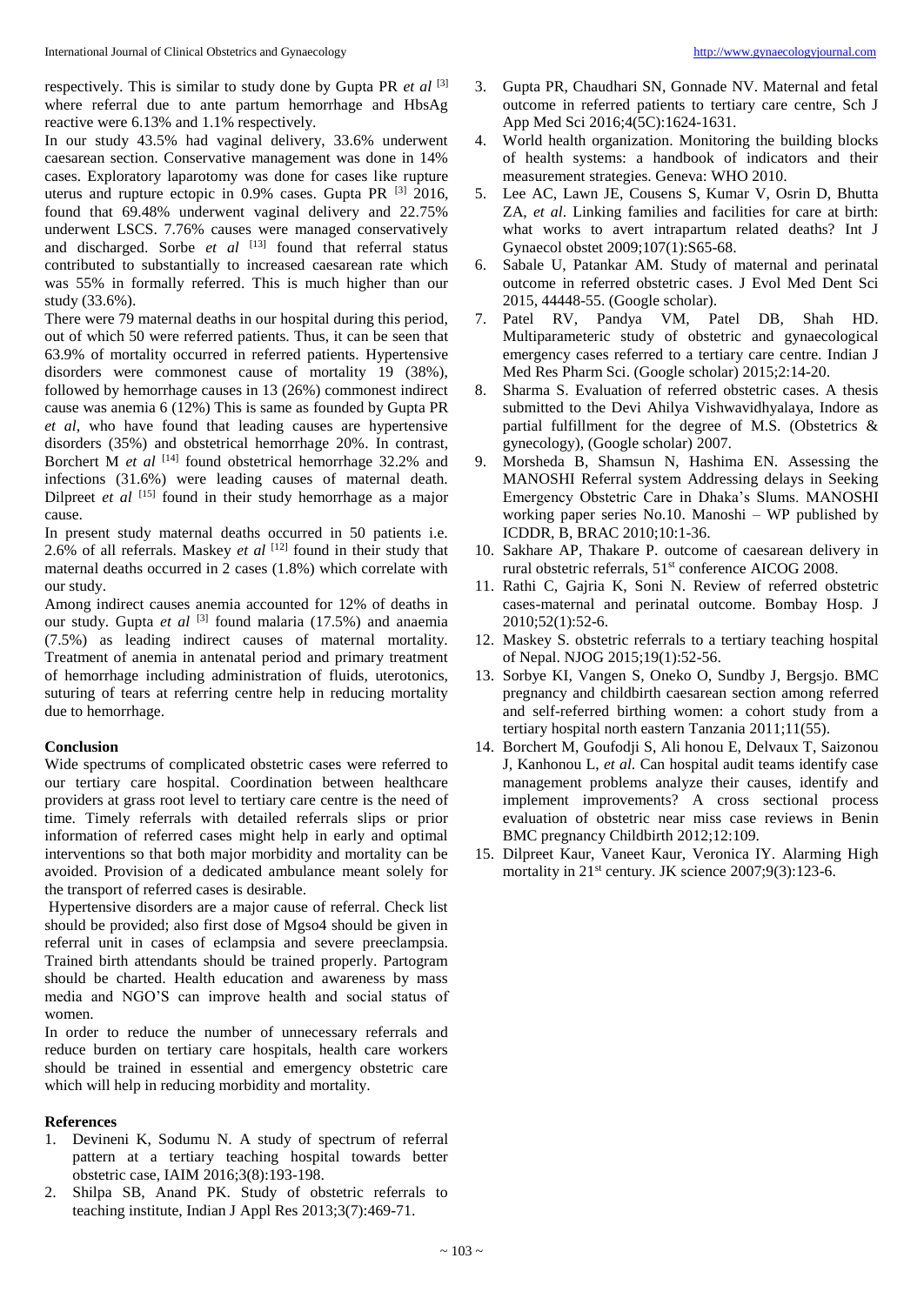respectively. This is similar to study done by Gupta PR *et al* [3] where referral due to ante partum hemorrhage and HbsAg reactive were 6.13% and 1.1% respectively.

In our study 43.5% had vaginal delivery, 33.6% underwent caesarean section. Conservative management was done in 14% cases. Exploratory laparotomy was done for cases like rupture uterus and rupture ectopic in 0.9% cases. Gupta PR [3] 2016, found that 69.48% underwent vaginal delivery and 22.75% underwent LSCS. 7.76% causes were managed conservatively and discharged. Sorbe *et al* [13] found that referral status contributed to substantially to increased caesarean rate which was 55% in formally referred. This is much higher than our study (33.6%).

There were 79 maternal deaths in our hospital during this period, out of which 50 were referred patients. Thus, it can be seen that 63.9% of mortality occurred in referred patients. Hypertensive disorders were commonest cause of mortality 19 (38%), followed by hemorrhage causes in 13 (26%) commonest indirect cause was anemia 6 (12%) This is same as founded by Gupta PR *et al*, who have found that leading causes are hypertensive disorders (35%) and obstetrical hemorrhage 20%. In contrast, Borchert M *et al* [14] found obstetrical hemorrhage 32.2% and infections (31.6%) were leading causes of maternal death. Dilpreet *et al* [15] found in their study hemorrhage as a major cause.

In present study maternal deaths occurred in 50 patients i.e. 2.6% of all referrals. Maskey *et al* [12] found in their study that maternal deaths occurred in 2 cases (1.8%) which correlate with our study.

Among indirect causes anemia accounted for 12% of deaths in our study. Gupta *et al* [3] found malaria (17.5%) and anaemia (7.5%) as leading indirect causes of maternal mortality. Treatment of anemia in antenatal period and primary treatment of hemorrhage including administration of fluids, uterotonics, suturing of tears at referring centre help in reducing mortality due to hemorrhage.

## Conclusion

Wide spectrums of complicated obstetric cases were referred to our tertiary care hospital. Coordination between healthcare providers at grass root level to tertiary care centre is the need of time. Timely referrals with detailed referrals slips or prior information of referred cases might help in early and optimal interventions so that both major morbidity and mortality can be avoided. Provision of a dedicated ambulance meant solely for the transport of referred cases is desirable.

Hypertensive disorders are a major cause of referral. Check list should be provided; also first dose of Mgso4 should be given in referral unit in cases of eclampsia and severe preeclampsia. Trained birth attendants should be trained properly. Partogram should be charted. Health education and awareness by mass media and NGO'S can improve health and social status of women.

In order to reduce the number of unnecessary referrals and reduce burden on tertiary care hospitals, health care workers should be trained in essential and emergency obstetric care which will help in reducing morbidity and mortality.

## References

1. Devineni K, Sodumu N. A study of spectrum of referral pattern at a tertiary teaching hospital towards better obstetric case, IAIM 2016;3(8):193-198.
2. Shilpa SB, Anand PK. Study of obstetric referrals to teaching institute, Indian J Appl Res 2013;3(7):469-71.
3. Gupta PR, Chaudhari SN, Gonnade NV. Maternal and fetal outcome in referred patients to tertiary care centre, Sch J App Med Sci 2016;4(5C):1624-1631.
4. World health organization. Monitoring the building blocks of health systems: a handbook of indicators and their measurement strategies. Geneva: WHO 2010.
5. Lee AC, Lawn JE, Cousens S, Kumar V, Osrin D, Bhutta ZA, *et al*. Linking families and facilities for care at birth: what works to avert intrapartum related deaths? Int J Gynaecol obstet 2009;107(1):S65-68.
6. Sabale U, Patankar AM. Study of maternal and perinatal outcome in referred obstetric cases. J Evol Med Dent Sci 2015, 44448-55. (Google scholar).
7. Patel RV, Pandya VM, Patel DB, Shah HD. Multiparameteric study of obstetric and gynaecological emergency cases referred to a tertiary care centre. Indian J Med Res Pharm Sci. (Google scholar) 2015;2:14-20.
8. Sharma S. Evaluation of referred obstetric cases. A thesis submitted to the Devi Ahilya Vishwavidhyalaya, Indore as partial fulfillment for the degree of M.S. (Obstetrics & gynecology), (Google scholar) 2007.
9. Morsheda B, Shamsun N, Hashima EN. Assessing the MANOSHI Referral system Addressing delays in Seeking Emergency Obstetric Care in Dhaka's Slums. MANOSHI working paper series No.10. Manoshi – WP published by ICDDR, B, BRAC 2010;10:1-36.
10. Sakhare AP, Thakare P. outcome of caesarean delivery in rural obstetric referrals, 51st conference AICOG 2008.
11. Rathi C, Gajria K, Soni N. Review of referred obstetric cases-maternal and perinatal outcome. Bombay Hosp. J 2010;52(1):52-6.
12. Maskey S. obstetric referrals to a tertiary teaching hospital of Nepal. NJOG 2015;19(1):52-56.
13. Sorbye KI, Vangen S, Oneko O, Sundby J, Bergsjo. BMC pregnancy and childbirth caesarean section among referred and self-referred birthing women: a cohort study from a tertiary hospital north eastern Tanzania 2011;11(55).
14. Borchert M, Goufodji S, Ali honou E, Delvaux T, Saizonou J, Kanhonou L, *et al*. Can hospital audit teams identify case management problems analyze their causes, identify and implement improvements? A cross sectional process evaluation of obstetric near miss case reviews in Benin BMC pregnancy Childbirth 2012;12:109.
15. Dilpreet Kaur, Vaneet Kaur, Veronica IY. Alarming High mortality in 21st century. JK science 2007;9(3):123-6.